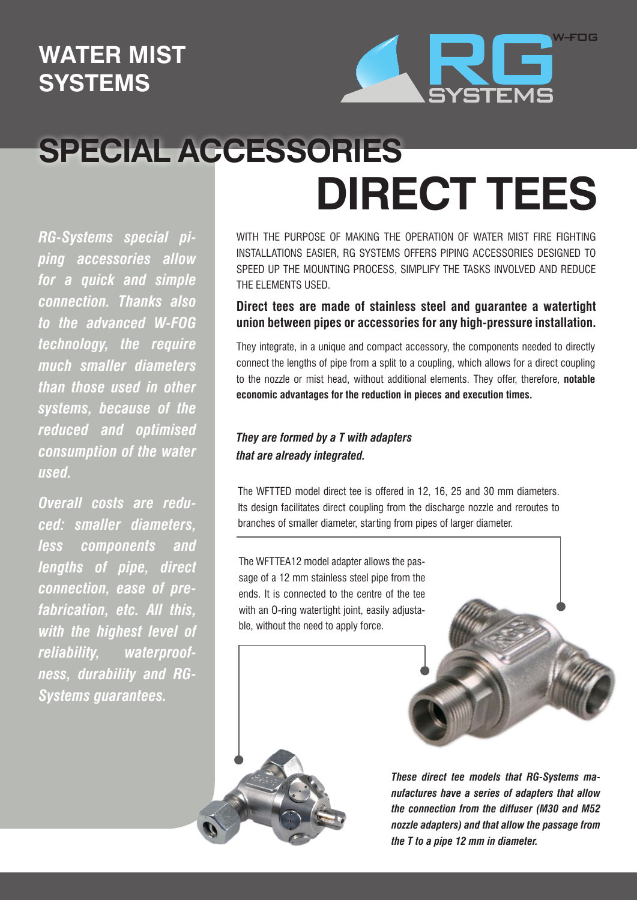# WATER MIST SYSTEMS

## SPECIAL ACCESSORIES

# DIRECT TEES

*RG-Systems special piping accessories allow for a quick and simple connection. Thanks also to the advanced W-FOG technology, the require much smaller diameters than those used in other systems, because of the reduced and optimised consumption of the water used.*

*Overall costs are reduced: smaller diameters, less components and lengths of pipe, direct connection, ease of prefabrication, etc. All this, with the highest level of reliability, waterproofness, durability and RG-Systems guarantees.*

WITH THE PURPOSE OF MAKING THE OPERATION OF WATER MIST FIRE FIGHTING INSTALLATIONS EASIER, RG SYSTEMS OFFERS PIPING ACCESSORIES DESIGNED TO SPEED UP THE MOUNTING PROCESS, SIMPLIFY THE TASKS INVOLVED AND REDUCE THE ELEMENTS USED.

**Direct tees are made of stainless steel and guarantee a watertight union between pipes or accessories for any high-pressure installation.**

They integrate, in a unique and compact accessory, the components needed to directly connect the lengths of pipe from a split to a coupling, which allows for a direct coupling to the nozzle or mist head, without additional elements. They offer, therefore, **notable economic advantages for the reduction in pieces and execution times.**

***They are formed by a T with adapters that are already integrated.***

The WFTTED model direct tee is offered in 12, 16, 25 and 30 mm diameters. Its design facilitates direct coupling from the discharge nozzle and reroutes to branches of smaller diameter, starting from pipes of larger diameter.

The WFTTEA12 model adapter allows the passage of a 12 mm stainless steel pipe from the ends. It is connected to the centre of the tee with an O-ring watertight joint, easily adjustable, without the need to apply force.

***These direct tee models that RG-Systems manufactures have a series of adapters that allow the connection from the diffuser (M30 and M52 nozzle adapters) and that allow the passage from the T to a pipe 12 mm in diameter.***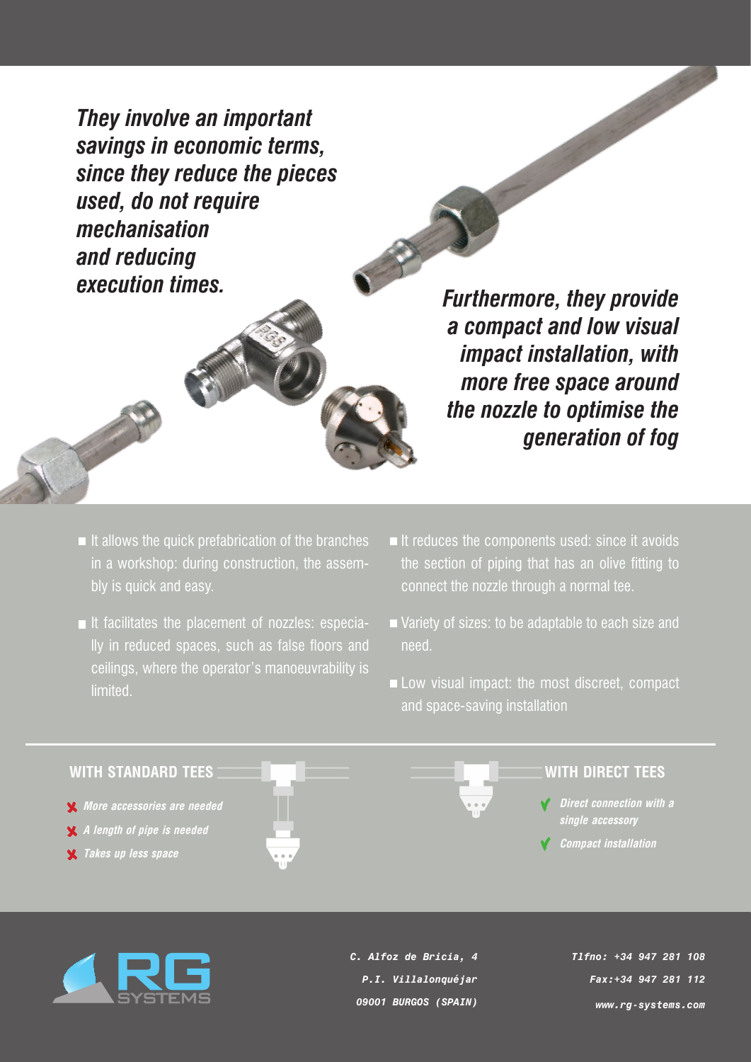*They involve an important savings in economic terms, since they reduce the pieces used, do not require mechanisation and reducing execution times.*

*Furthermore, they provide a compact and low visual impact installation, with more free space around the nozzle to optimise the generation of fog*

- It allows the quick prefabrication of the branches in a workshop: during construction, the assembly is quick and easy.
- It facilitates the placement of nozzles: especially in reduced spaces, such as false floors and ceilings, where the operator's manoeuvrability is limited.
- It reduces the components used: since it avoids the section of piping that has an olive fitting to connect the nozzle through a normal tee.
- Variety of sizes: to be adaptable to each size and need.
- Low visual impact: the most discreet, compact and space-saving installation

## WITH STANDARD TEES

- ✘ *More accessories are needed*
- ✘ *A length of pipe is needed*
- ✘ *Takes up less space*

## WITH DIRECT TEES

- ✔ *Direct connection with a single accessory*
- ✔ *Compact installation*

RG SYSTEMS

C. Alfoz de Bricia, 4
P.I. Villalonquéjar
09001 BURGOS (SPAIN)

Tlfno: +34 947 281 108
Fax:+34 947 281 112
www.rg-systems.com